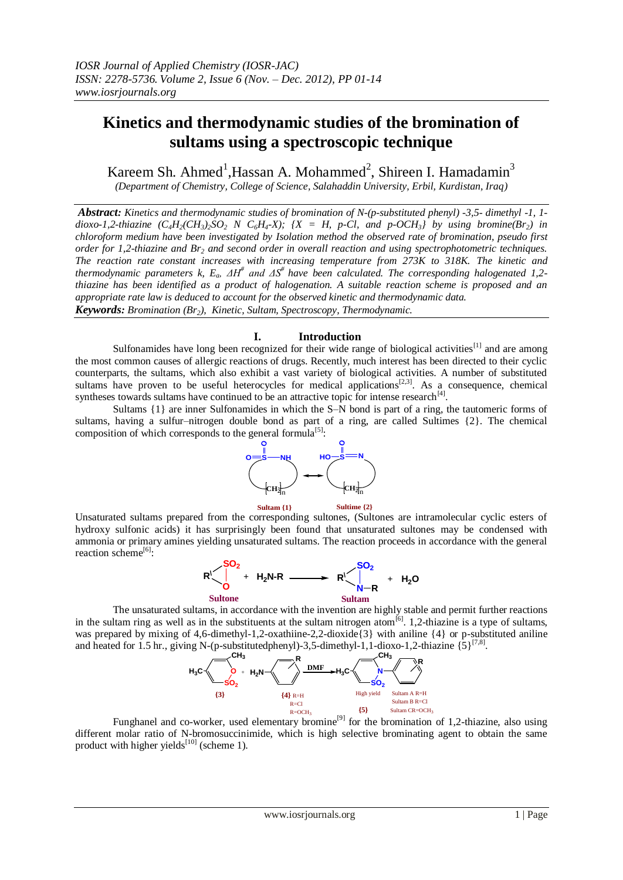# Kinetics and thermodynamic studies of the bromination of sultams using a spectroscopic technique

Kareem Sh. Ahmed[1], Hassan A. Mohammed[2], Shireen I. Hamadamin[3]

*(Department of Chemistry, College of Science, Salahaddin University, Erbil, Kurdistan, Iraq)*

***Abstract:*** *Kinetics and thermodynamic studies of bromination of N-(p-substituted phenyl) -3,5- dimethyl -1, 1-dioxo-1,2-thiazine ($C_4H_2(CH_3)_2SO_2$ N $C_6H_4$-X); {X = H, p-Cl, and p-$OCH_3$} by using bromine($Br_2$) in chloroform medium have been investigated by Isolation method the observed rate of bromination, pseudo first order for 1,2-thiazine and $Br_2$ and second order in overall reaction and using spectrophotometric techniques. The reaction rate constant increases with increasing temperature from 273K to 318K. The kinetic and thermodynamic parameters k, $E_a$, $\Delta H^{\#}$ and $\Delta S^{\#}$ have been calculated. The corresponding halogenated 1,2-thiazine has been identified as a product of halogenation. A suitable reaction scheme is proposed and an appropriate rate law is deduced to account for the observed kinetic and thermodynamic data.*

***Keywords:*** *Bromination ($Br_2$), Kinetic, Sultam, Spectroscopy, Thermodynamic.*

## I. Introduction

Sulfonamides have long been recognized for their wide range of biological activities[1] and are among the most common causes of allergic reactions of drugs. Recently, much interest has been directed to their cyclic counterparts, the sultams, which also exhibit a vast variety of biological activities. A number of substituted sultams have proven to be useful heterocycles for medical applications[2,3]. As a consequence, chemical syntheses towards sultams have continued to be an attractive topic for intense research[4].

Sultams {1} are inner Sulfonamides in which the S–N bond is part of a ring, the tautomeric forms of sultams, having a sulfur–nitrogen double bond as part of a ring, are called Sultimes {2}. The chemical composition of which corresponds to the general formula[5]:

Sultam {1} Sultime {2}

Unsaturated sultams prepared from the corresponding sultones, (Sultones are intramolecular cyclic esters of hydroxy sulfonic acids) it has surprisingly been found that unsaturated sultones may be condensed with ammonia or primary amines yielding unsaturated sultams. The reaction proceeds in accordance with the general reaction scheme[6]:

Sultone + $H_2N$-R → Sultam + $H_2O$

The unsaturated sultams, in accordance with the invention are highly stable and permit further reactions in the sultam ring as well as in the substituents at the sultam nitrogen atom[6]. 1,2-thiazine is a type of sultams, was prepared by mixing of 4,6-dimethyl-1,2-oxathiine-2,2-dioxide{3} with aniline {4} or p-substituted aniline and heated for 1.5 hr., giving N-(p-substitutedphenyl)-3,5-dimethyl-1,1-dioxo-1,2-thiazine {5}[7,8].

{3} + {4} (R=H, R=Cl, R=$OCH_3$) $\xrightarrow{DMF}$ {5} High yield (Sultam A R=H, Sultam B R=Cl, Sultam C R=$OCH_3$)

Funghanel and co-worker, used elementary bromine[9] for the bromination of 1,2-thiazine, also using different molar ratio of N-bromosuccinimide, which is high selective brominating agent to obtain the same product with higher yields[10] (scheme 1).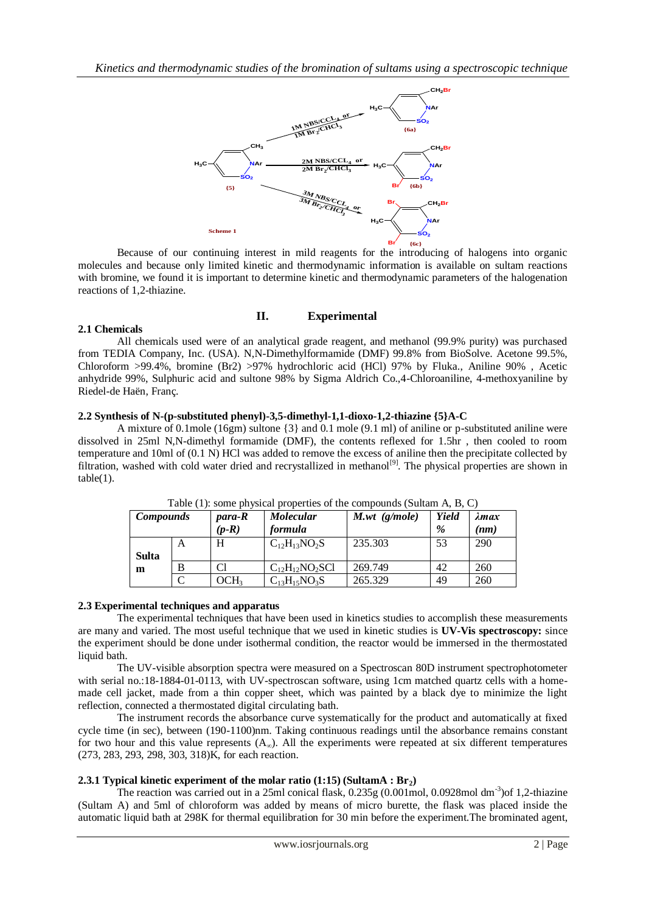Scheme 1

Because of our continuing interest in mild reagents for the introducing of halogens into organic molecules and because only limited kinetic and thermodynamic information is available on sultam reactions with bromine, we found it is important to determine kinetic and thermodynamic parameters of the halogenation reactions of 1,2-thiazine.

## II. Experimental

### 2.1 Chemicals

All chemicals used were of an analytical grade reagent, and methanol (99.9% purity) was purchased from TEDIA Company, Inc. (USA). N,N-Dimethylformamide (DMF) 99.8% from BioSolve. Acetone 99.5%, Chloroform >99.4%, bromine ($Br_2$) >97% hydrochloric acid (HCl) 97% by Fluka., Aniline 90% , Acetic anhydride 99%, Sulphuric acid and sultone 98% by Sigma Aldrich Co.,4-Chloroaniline, 4-methoxyaniline by Riedel-de Haën, Franç.

### 2.2 Synthesis of N-(p-substituted phenyl)-3,5-dimethyl-1,1-dioxo-1,2-thiazine {5}A-C

A mixture of 0.1mole (16gm) sultone {3} and 0.1 mole (9.1 ml) of aniline or p-substituted aniline were dissolved in 25ml N,N-dimethyl formamide (DMF), the contents reflexed for 1.5hr , then cooled to room temperature and 10ml of (0.1 N) HCl was added to remove the excess of aniline then the precipitate collected by filtration, washed with cold water dried and recrystallized in methanol[9]. The physical properties are shown in table(1).

Table (1): some physical properties of the compounds (Sultam A, B, C)

| *Compounds* | | *para-R (p-R)* | *Molecular formula* | *M.wt (g/mole)* | *Yield %* | *λmax (nm)* |
|---|---|---|---|---|---|---|
| **Sultam** | A | H | $C_{12}H_{13}NO_2S$ | 235.303 | 53 | 290 |
| | B | Cl | $C_{12}H_{12}NO_2SCl$ | 269.749 | 42 | 260 |
| | C | $OCH_3$ | $C_{13}H_{15}NO_3S$ | 265.329 | 49 | 260 |

### 2.3 Experimental techniques and apparatus

The experimental techniques that have been used in kinetics studies to accomplish these measurements are many and varied. The most useful technique that we used in kinetic studies is **UV-Vis spectroscopy:** since the experiment should be done under isothermal condition, the reactor would be immersed in the thermostated liquid bath.

The UV-visible absorption spectra were measured on a Spectroscan 80D instrument spectrophotometer with serial no.:18-1884-01-0113, with UV-spectroscan software, using 1cm matched quartz cells with a home-made cell jacket, made from a thin copper sheet, which was painted by a black dye to minimize the light reflection, connected a thermostated digital circulating bath.

The instrument records the absorbance curve systematically for the product and automatically at fixed cycle time (in sec), between (190-1100)nm. Taking continuous readings until the absorbance remains constant for two hour and this value represents ($A_\infty$). All the experiments were repeated at six different temperatures (273, 283, 293, 298, 303, 318)K, for each reaction.

#### 2.3.1 Typical kinetic experiment of the molar ratio (1:15) (SultamA : $Br_2$)

The reaction was carried out in a 25ml conical flask, 0.235g (0.001mol, 0.0928mol $dm^{-3}$)of 1,2-thiazine (Sultam A) and 5ml of chloroform was added by means of micro burette, the flask was placed inside the automatic liquid bath at 298K for thermal equilibration for 30 min before the experiment.The brominated agent,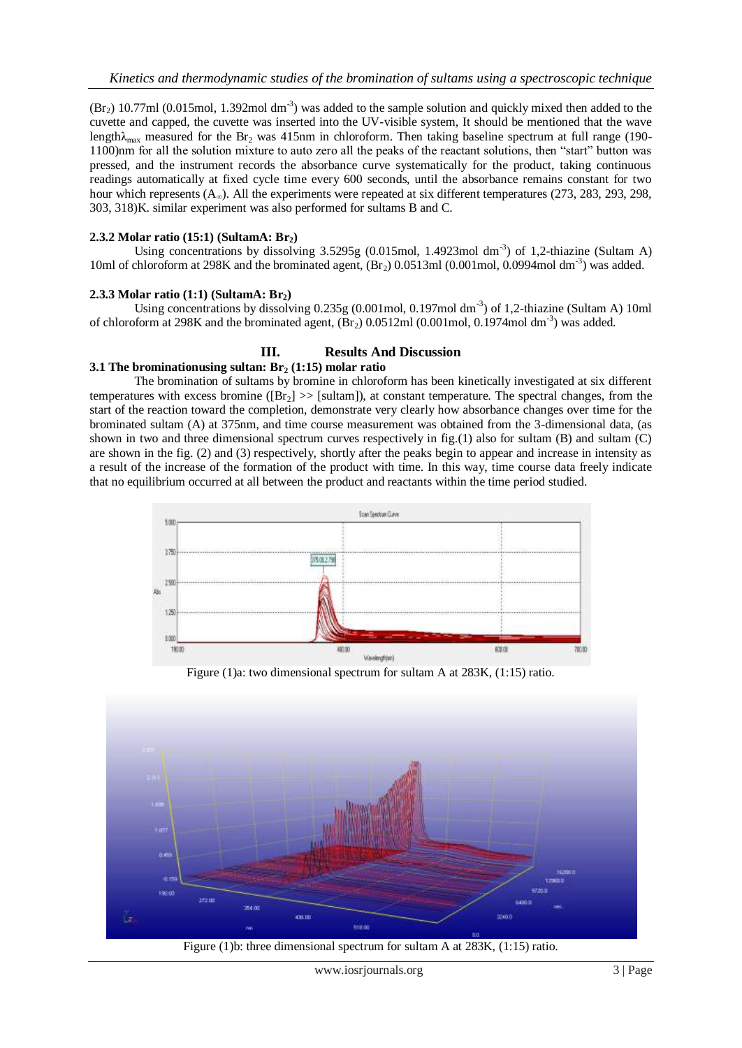($Br_2$) 10.77ml (0.015mol, 1.392mol $dm^{-3}$) was added to the sample solution and quickly mixed then added to the cuvette and capped, the cuvette was inserted into the UV-visible system, It should be mentioned that the wave length$\lambda_{max}$ measured for the $Br_2$ was 415nm in chloroform. Then taking baseline spectrum at full range (190-1100)nm for all the solution mixture to auto zero all the peaks of the reactant solutions, then "start" button was pressed, and the instrument records the absorbance curve systematically for the product, taking continuous readings automatically at fixed cycle time every 600 seconds, until the absorbance remains constant for two hour which represents ($A_\infty$). All the experiments were repeated at six different temperatures (273, 283, 293, 298, 303, 318)K. similar experiment was also performed for sultams B and C.

### 2.3.2 Molar ratio (15:1) (SultamA: $Br_2$)

Using concentrations by dissolving 3.5295g (0.015mol, 1.4923mol $dm^{-3}$) of 1,2-thiazine (Sultam A) 10ml of chloroform at 298K and the brominated agent, ($Br_2$) 0.0513ml (0.001mol, 0.0994mol $dm^{-3}$) was added.

### 2.3.3 Molar ratio (1:1) (SultamA: $Br_2$)

Using concentrations by dissolving 0.235g (0.001mol, 0.197mol $dm^{-3}$) of 1,2-thiazine (Sultam A) 10ml of chloroform at 298K and the brominated agent, ($Br_2$) 0.0512ml (0.001mol, 0.1974mol $dm^{-3}$) was added.

## III. Results And Discussion

### 3.1 The brominationusing sultan: $Br_2$ (1:15) molar ratio

The bromination of sultams by bromine in chloroform has been kinetically investigated at six different temperatures with excess bromine ($[Br_2] >> [sultam]$), at constant temperature. The spectral changes, from the start of the reaction toward the completion, demonstrate very clearly how absorbance changes over time for the brominated sultam (A) at 375nm, and time course measurement was obtained from the 3-dimensional data, (as shown in two and three dimensional spectrum curves respectively in fig.(1) also for sultam (B) and sultam (C) are shown in the fig. (2) and (3) respectively, shortly after the peaks begin to appear and increase in intensity as a result of the increase of the formation of the product with time. In this way, time course data freely indicate that no equilibrium occurred at all between the product and reactants within the time period studied.

Figure (1)a: two dimensional spectrum for sultam A at 283K, (1:15) ratio.

Figure (1)b: three dimensional spectrum for sultam A at 283K, (1:15) ratio.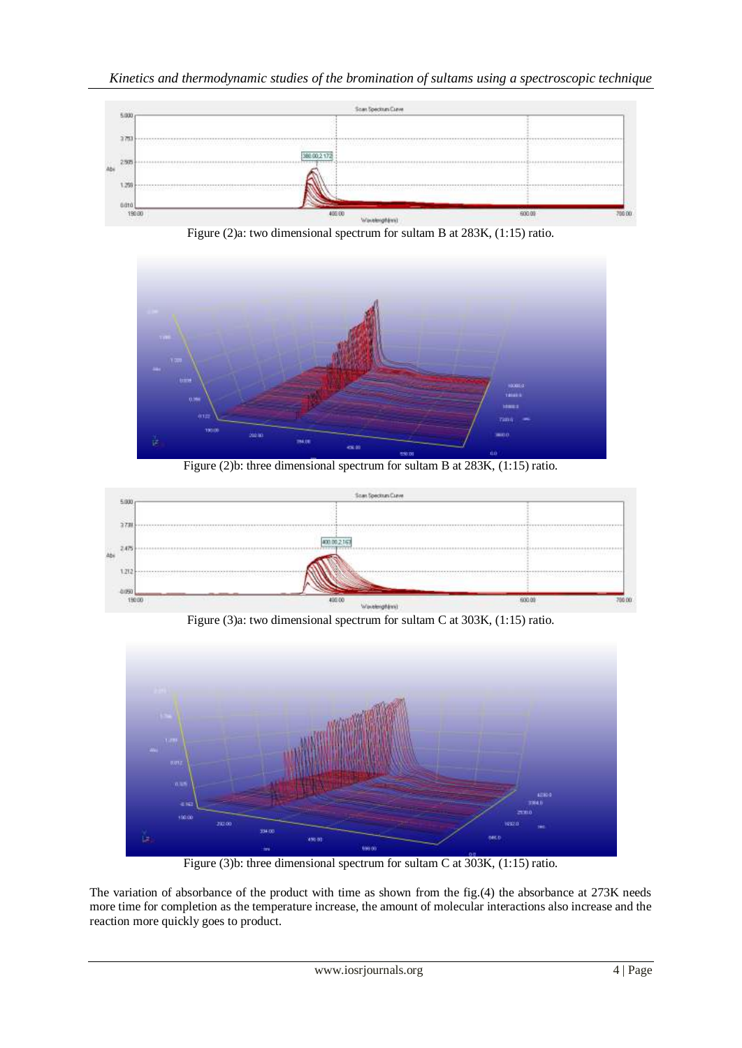Figure (2)a: two dimensional spectrum for sultam B at 283K, (1:15) ratio.

Figure (2)b: three dimensional spectrum for sultam B at 283K, (1:15) ratio.

Figure (3)a: two dimensional spectrum for sultam C at 303K, (1:15) ratio.

Figure (3)b: three dimensional spectrum for sultam C at 303K, (1:15) ratio.

The variation of absorbance of the product with time as shown from the fig.(4) the absorbance at 273K needs more time for completion as the temperature increase, the amount of molecular interactions also increase and the reaction more quickly goes to product.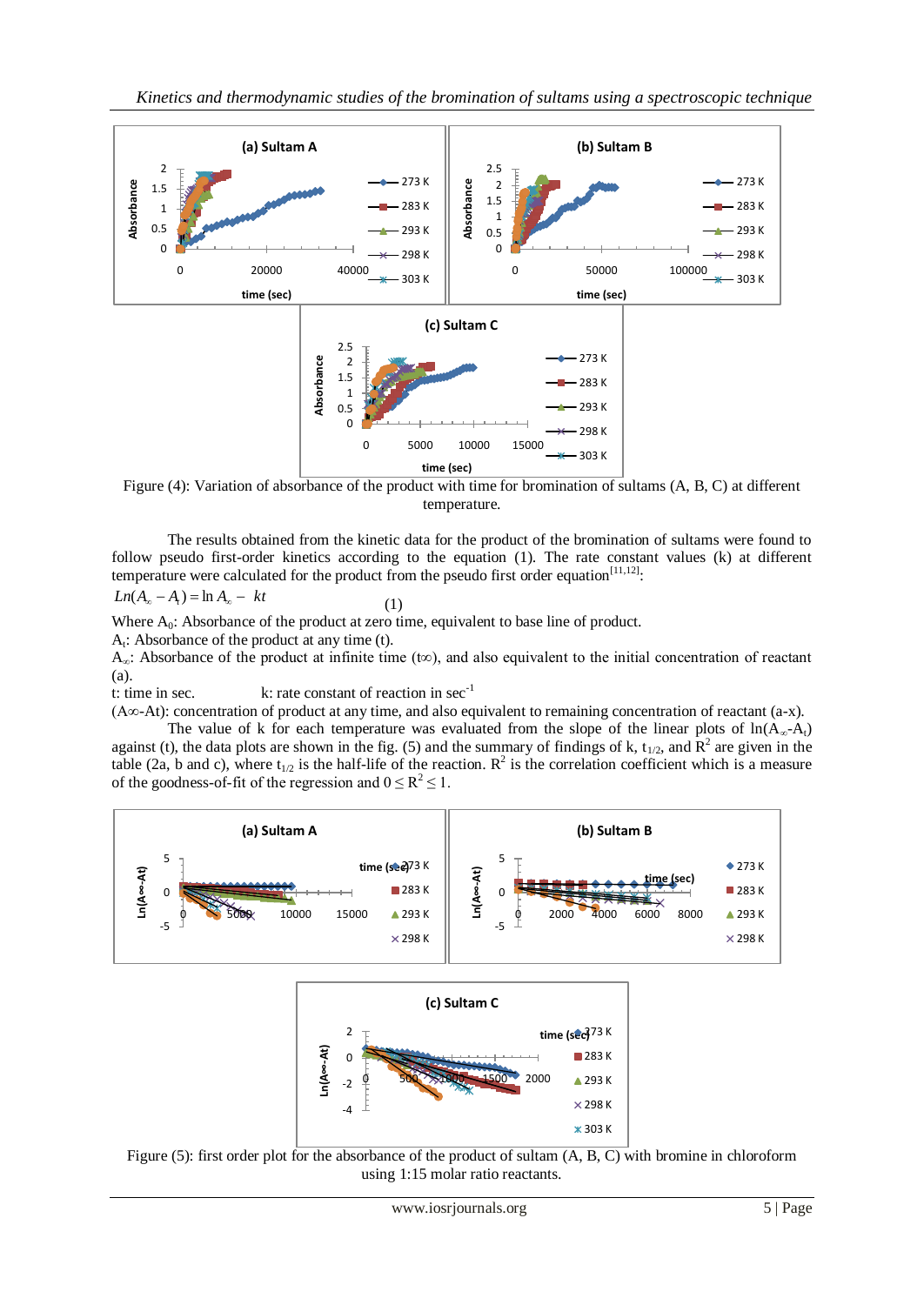Figure (4): Variation of absorbance of the product with time for bromination of sultams (A, B, C) at different temperature.

The results obtained from the kinetic data for the product of the bromination of sultams were found to follow pseudo first-order kinetics according to the equation (1). The rate constant values (k) at different temperature were calculated for the product from the pseudo first order equation[11,12]:

$$Ln(A_\infty - A_t) = \ln A_\infty - kt \qquad (1)$$

Where $A_0$: Absorbance of the product at zero time, equivalent to base line of product.

$A_t$: Absorbance of the product at any time (t).

$A_\infty$: Absorbance of the product at infinite time (t∞), and also equivalent to the initial concentration of reactant (a).

t: time in sec. k: rate constant of reaction in $sec^{-1}$

($A\infty$-At): concentration of product at any time, and also equivalent to remaining concentration of reactant (a-x).

The value of k for each temperature was evaluated from the slope of the linear plots of $\ln(A_\infty\text{-}A_t)$ against (t), the data plots are shown in the fig. (5) and the summary of findings of k, $t_{1/2}$, and $R^2$ are given in the table (2a, b and c), where $t_{1/2}$ is the half-life of the reaction. $R^2$ is the correlation coefficient which is a measure of the goodness-of-fit of the regression and $0 \leq R^2 \leq 1$.

Figure (5): first order plot for the absorbance of the product of sultam (A, B, C) with bromine in chloroform using 1:15 molar ratio reactants.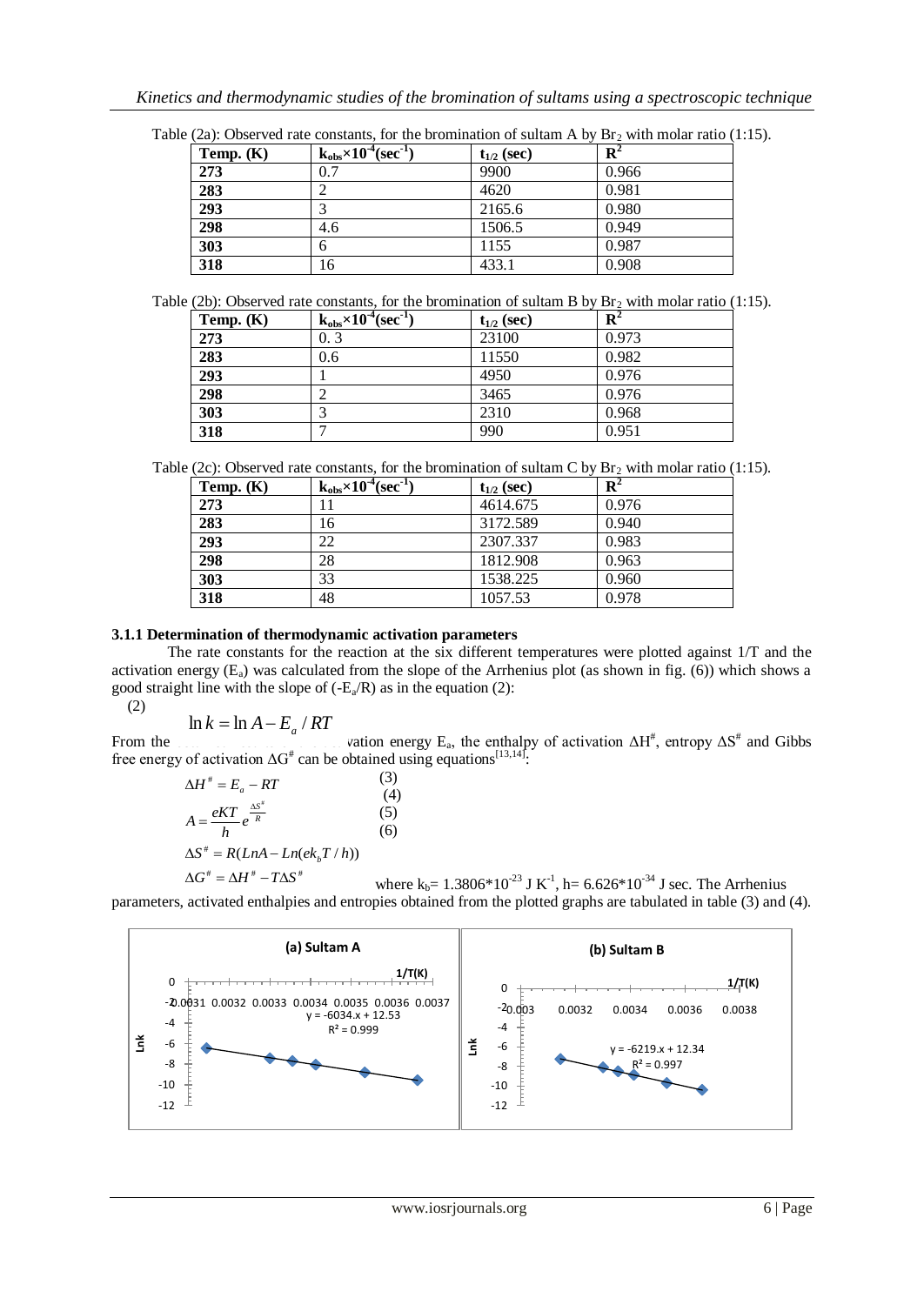Table (2a): Observed rate constants, for the bromination of sultam A by $Br_2$ with molar ratio (1:15).

| Temp. (K) | $k_{obs}\times10^{-4}(sec^{-1})$ | $t_{1/2}$ (sec) | $R^2$ |
|---|---|---|---|
| **273** | 0.7 | 9900 | 0.966 |
| **283** | 2 | 4620 | 0.981 |
| **293** | 3 | 2165.6 | 0.980 |
| **298** | 4.6 | 1506.5 | 0.949 |
| **303** | 6 | 1155 | 0.987 |
| **318** | 16 | 433.1 | 0.908 |

Table (2b): Observed rate constants, for the bromination of sultam B by $Br_2$ with molar ratio (1:15).

| Temp. (K) | $k_{obs}\times10^{-4}(sec^{-1})$ | $t_{1/2}$ (sec) | $R^2$ |
|---|---|---|---|
| **273** | 0. 3 | 23100 | 0.973 |
| **283** | 0.6 | 11550 | 0.982 |
| **293** | 1 | 4950 | 0.976 |
| **298** | 2 | 3465 | 0.976 |
| **303** | 3 | 2310 | 0.968 |
| **318** | 7 | 990 | 0.951 |

Table (2c): Observed rate constants, for the bromination of sultam C by $Br_2$ with molar ratio (1:15).

| Temp. (K) | $k_{obs}\times10^{-4}(sec^{-1})$ | $t_{1/2}$ (sec) | $R^2$ |
|---|---|---|---|
| **273** | 11 | 4614.675 | 0.976 |
| **283** | 16 | 3172.589 | 0.940 |
| **293** | 22 | 2307.337 | 0.983 |
| **298** | 28 | 1812.908 | 0.963 |
| **303** | 33 | 1538.225 | 0.960 |
| **318** | 48 | 1057.53 | 0.978 |

### 3.1.1 Determination of thermodynamic activation parameters

The rate constants for the reaction at the six different temperatures were plotted against 1/T and the activation energy ($E_a$) was calculated from the slope of the Arrhenius plot (as shown in fig. (6)) which shows a good straight line with the slope of ($-E_a/R$) as in the equation (2):

(2)

$$\ln k = \ln A - E_a / RT$$

From the ... vation energy $E_a$, the enthalpy of activation $\Delta H^{\#}$, entropy $\Delta S^{\#}$ and Gibbs free energy of activation $\Delta G^{\#}$ can be obtained using equations[13,14]:

$$\Delta H^{\#} = E_a - RT \quad (3)$$

$$A = \frac{eKT}{h} e^{\frac{\Delta S^{\#}}{R}} \quad (4)$$

$$\Delta S^{\#} = R(LnA - Ln(ek_b T / h)) \quad (5)$$

$$\Delta G^{\#} = \Delta H^{\#} - T\Delta S^{\#} \quad (6)$$

where $k_b = 1.3806*10^{-23}$ J $K^{-1}$, $h = 6.626*10^{-34}$ J sec. The Arrhenius parameters, activated enthalpies and entropies obtained from the plotted graphs are tabulated in table (3) and (4).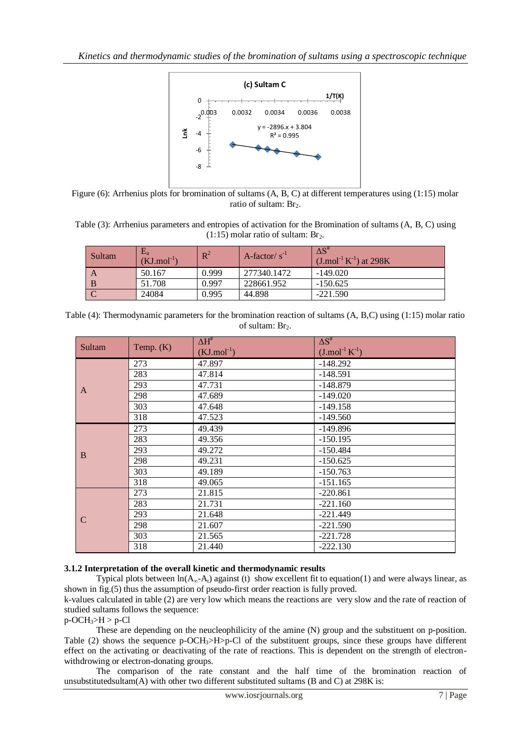Figure (6): Arrhenius plots for bromination of sultams (A, B, C) at different temperatures using (1:15) molar ratio of sultam: $Br_2$.

Table (3): Arrhenius parameters and entropies of activation for the Bromination of sultams (A, B, C) using (1:15) molar ratio of sultam: $Br_2$.

| Sultam | $E_a$ ($KJ.mol^{-1}$) | $R^2$ | A-factor/ $s^{-1}$ | $\Delta S^{\#}$ ($J.mol^{-1} K^{-1}$) at 298K |
|---|---|---|---|---|
| A | 50.167 | 0.999 | 277340.1472 | -149.020 |
| B | 51.708 | 0.997 | 228661.952 | -150.625 |
| C | 24084 | 0.995 | 44.898 | -221.590 |

Table (4): Thermodynamic parameters for the bromination reaction of sultams (A, B,C) using (1:15) molar ratio of sultam: $Br_2$.

| Sultam | Temp. (K) | $\Delta H^{\#}$ ($KJ.mol^{-1}$) | $\Delta S^{\#}$ ($J.mol^{-1} K^{-1}$) |
|---|---|---|---|
| A | 273 | 47.897 | -148.292 |
| | 283 | 47.814 | -148.591 |
| | 293 | 47.731 | -148.879 |
| | 298 | 47.689 | -149.020 |
| | 303 | 47.648 | -149.158 |
| | 318 | 47.523 | -149.560 |
| B | 273 | 49.439 | -149.896 |
| | 283 | 49.356 | -150.195 |
| | 293 | 49.272 | -150.484 |
| | 298 | 49.231 | -150.625 |
| | 303 | 49.189 | -150.763 |
| | 318 | 49.065 | -151.165 |
| C | 273 | 21.815 | -220.861 |
| | 283 | 21.731 | -221.160 |
| | 293 | 21.648 | -221.449 |
| | 298 | 21.607 | -221.590 |
| | 303 | 21.565 | -221.728 |
| | 318 | 21.440 | -222.130 |

### 3.1.2 Interpretation of the overall kinetic and thermodynamic results

Typical plots between $\ln(A_{\infty}-A_t)$ against (t) show excellent fit to equation(1) and were always linear, as shown in fig.(5) thus the assumption of pseudo-first order reaction is fully proved.

k-values calculated in table (2) are very low which means the reactions are very slow and the rate of reaction of studied sultams follows the sequence:

$p\text{-}OCH_3 > H > p\text{-}Cl$

These are depending on the neucleophilicity of the amine (N) group and the substituent on p-position. Table (2) shows the sequence $p\text{-}OCH_3>H>p\text{-}Cl$ of the substituent groups, since these groups have different effect on the activating or deactivating of the rate of reactions. This is dependent on the strength of electron-withdrawing or electron-donating groups.

The comparison of the rate constant and the half time of the bromination reaction of unsubstitutedsultam(A) with other two different substituted sultams (B and C) at 298K is: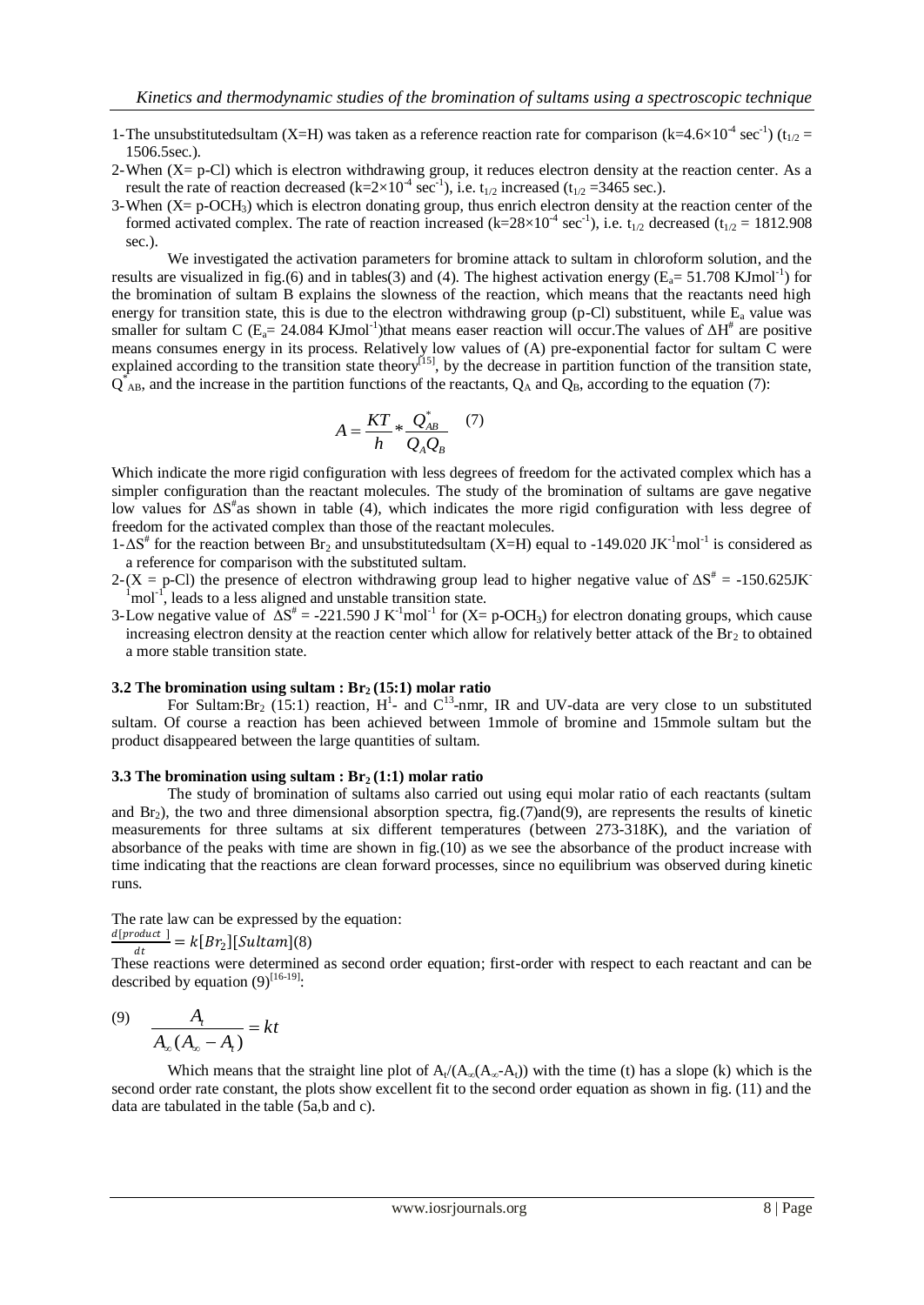1-The unsubstitutedsultam (X=H) was taken as a reference reaction rate for comparison ($k=4.6\times10^{-4}$ $sec^{-1}$) ($t_{1/2}$ = 1506.5sec.).

2-When (X= p-Cl) which is electron withdrawing group, it reduces electron density at the reaction center. As a result the rate of reaction decreased ($k=2\times10^{-4}$ $sec^{-1}$), i.e. $t_{1/2}$ increased ($t_{1/2}$ =3465 sec.).

3-When (X= p-$OCH_3$) which is electron donating group, thus enrich electron density at the reaction center of the formed activated complex. The rate of reaction increased ($k=28\times10^{-4}$ $sec^{-1}$), i.e. $t_{1/2}$ decreased ($t_{1/2}$ = 1812.908 sec.).

We investigated the activation parameters for bromine attack to sultam in chloroform solution, and the results are visualized in fig.(6) and in tables(3) and (4). The highest activation energy ($E_a$= 51.708 $KJmol^{-1}$) for the bromination of sultam B explains the slowness of the reaction, which means that the reactants need high energy for transition state, this is due to the electron withdrawing group (p-Cl) substituent, while $E_a$ value was smaller for sultam C ($E_a$= 24.084 $KJmol^{-1}$)that means easer reaction will occur.The values of $\Delta H^{\#}$ are positive means consumes energy in its process. Relatively low values of (A) pre-exponential factor for sultam C were explained according to the transition state theory[15], by the decrease in partition function of the transition state, $Q^{*}_{AB}$, and the increase in the partition functions of the reactants, $Q_A$ and $Q_B$, according to the equation (7):

$$A = \frac{KT}{h} * \frac{Q^{*}_{AB}}{Q_A Q_B} \quad (7)$$

Which indicate the more rigid configuration with less degrees of freedom for the activated complex which has a simpler configuration than the reactant molecules. The study of the bromination of sultams are gave negative low values for $\Delta S^{\#}$as shown in table (4), which indicates the more rigid configuration with less degree of freedom for the activated complex than those of the reactant molecules.

1-$\Delta S^{\#}$ for the reaction between $Br_2$ and unsubstitutedsultam (X=H) equal to -149.020 $JK^{-1}mol^{-1}$ is considered as a reference for comparison with the substituted sultam.

2-(X = p-Cl) the presence of electron withdrawing group lead to higher negative value of $\Delta S^{\#}$ = -150.625$JK^{-1}mol^{-1}$, leads to a less aligned and unstable transition state.

3-Low negative value of $\Delta S^{\#}$ = -221.590 J $K^{-1}mol^{-1}$ for (X= p-$OCH_3$) for electron donating groups, which cause increasing electron density at the reaction center which allow for relatively better attack of the $Br_2$ to obtained a more stable transition state.

### 3.2 The bromination using sultam : $Br_2$ (15:1) molar ratio

For Sultam:$Br_2$ (15:1) reaction, $H^1$- and $C^{13}$-nmr, IR and UV-data are very close to un substituted sultam. Of course a reaction has been achieved between 1mmole of bromine and 15mmole sultam but the product disappeared between the large quantities of sultam.

### 3.3 The bromination using sultam : $Br_2$ (1:1) molar ratio

The study of bromination of sultams also carried out using equi molar ratio of each reactants (sultam and $Br_2$), the two and three dimensional absorption spectra, fig.(7)and(9), are represents the results of kinetic measurements for three sultams at six different temperatures (between 273-318K), and the variation of absorbance of the peaks with time are shown in fig.(10) as we see the absorbance of the product increase with time indicating that the reactions are clean forward processes, since no equilibrium was observed during kinetic runs.

The rate law can be expressed by the equation:

$$\frac{d[product]}{dt} = k[Br_2][Sultam] \quad (8)$$

These reactions were determined as second order equation; first-order with respect to each reactant and can be described by equation (9)[16-19]:

$$(9) \quad \frac{A_t}{A_\infty(A_\infty - A_t)} = kt$$

Which means that the straight line plot of $A_t/(A_\infty(A_\infty\text{-}A_t))$ with the time (t) has a slope (k) which is the second order rate constant, the plots show excellent fit to the second order equation as shown in fig. (11) and the data are tabulated in the table (5a,b and c).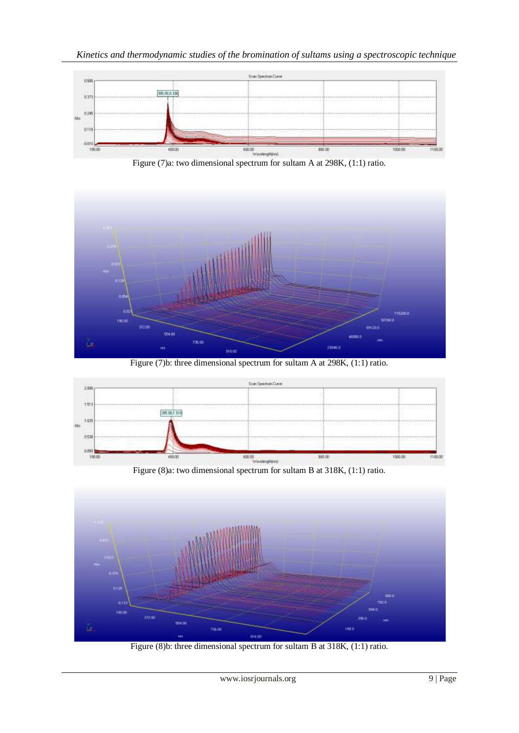Figure (7)a: two dimensional spectrum for sultam A at 298K, (1:1) ratio.

Figure (7)b: three dimensional spectrum for sultam A at 298K, (1:1) ratio.

Figure (8)a: two dimensional spectrum for sultam B at 318K, (1:1) ratio.

Figure (8)b: three dimensional spectrum for sultam B at 318K, (1:1) ratio.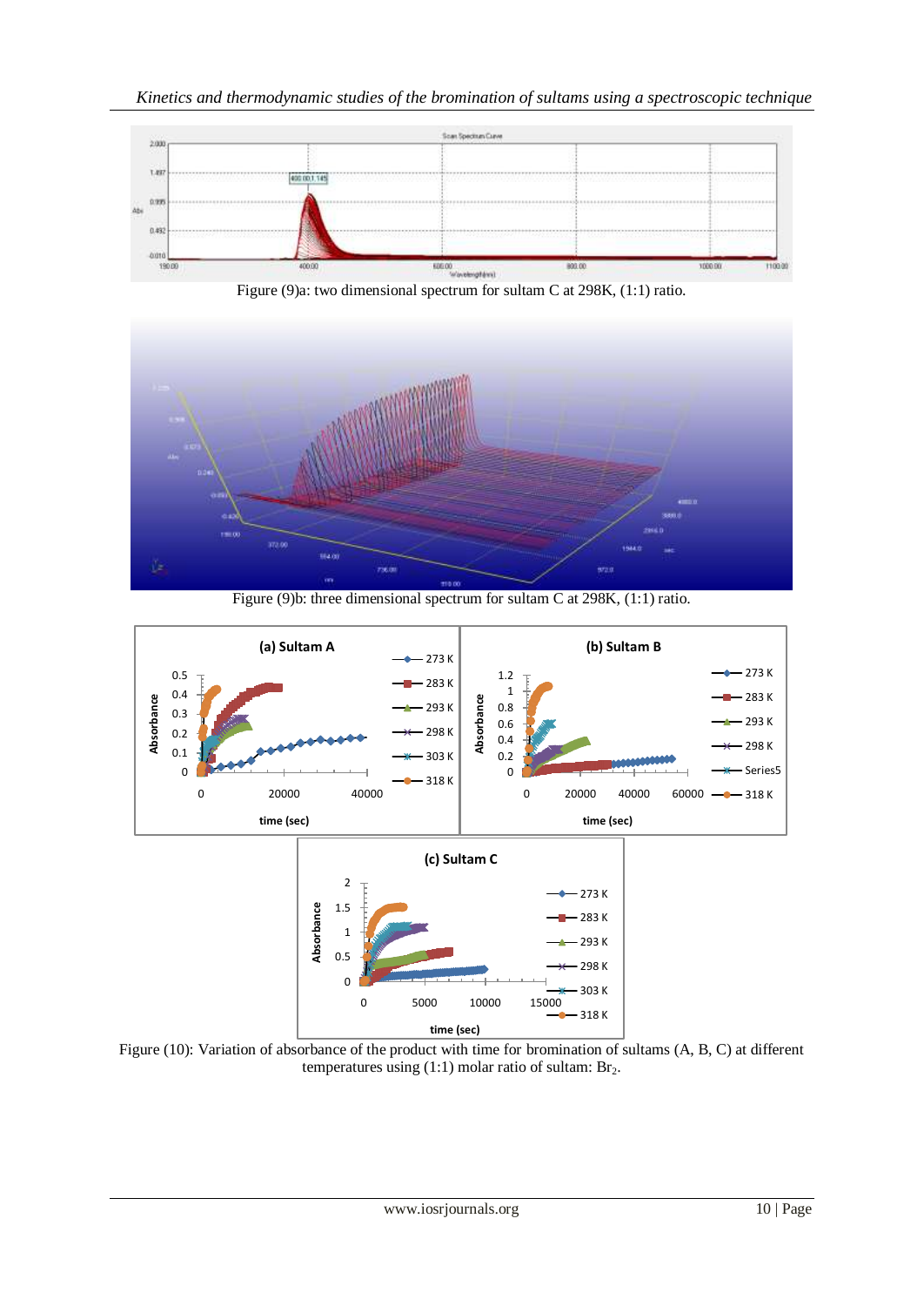Figure (9)a: two dimensional spectrum for sultam C at 298K, (1:1) ratio.

Figure (9)b: three dimensional spectrum for sultam C at 298K, (1:1) ratio.

Figure (10): Variation of absorbance of the product with time for bromination of sultams (A, B, C) at different temperatures using (1:1) molar ratio of sultam: $Br_2$.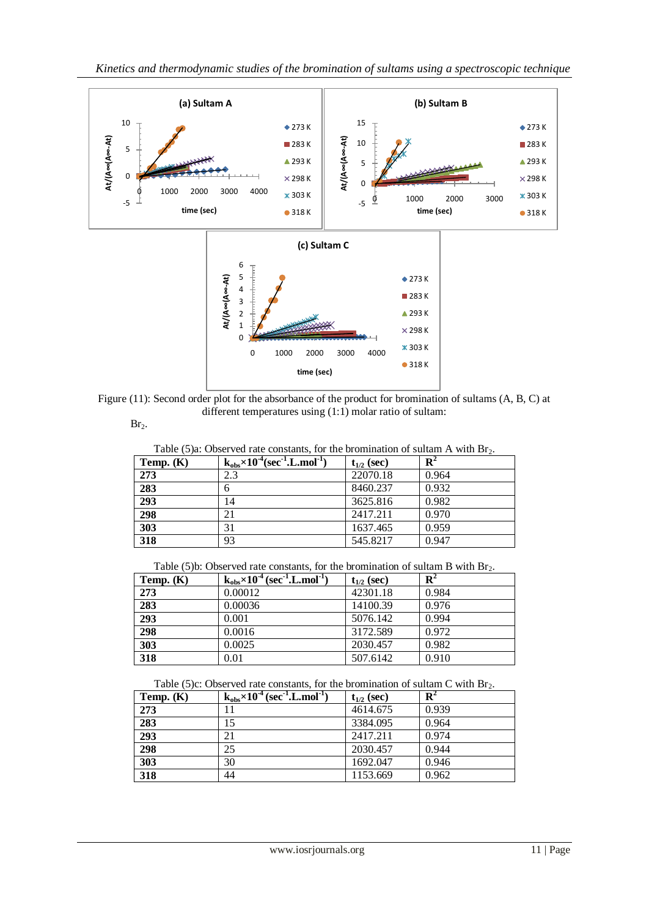Figure (11): Second order plot for the absorbance of the product for bromination of sultams (A, B, C) at different temperatures using (1:1) molar ratio of sultam: $Br_2$.

Table (5)a: Observed rate constants, for the bromination of sultam A with $Br_2$.

| Temp. (K) | $k_{obs}\times10^{-4}$($sec^{-1}$.L.$mol^{-1}$) | $t_{1/2}$ (sec) | $R^2$ |
|---|---|---|---|
| 273 | 2.3 | 22070.18 | 0.964 |
| 283 | 6 | 8460.237 | 0.932 |
| 293 | 14 | 3625.816 | 0.982 |
| 298 | 21 | 2417.211 | 0.970 |
| 303 | 31 | 1637.465 | 0.959 |
| 318 | 93 | 545.8217 | 0.947 |

Table (5)b: Observed rate constants, for the bromination of sultam B with $Br_2$.

| Temp. (K) | $k_{obs}\times10^{-4}$ ($sec^{-1}$.L.$mol^{-1}$) | $t_{1/2}$ (sec) | $R^2$ |
|---|---|---|---|
| 273 | 0.00012 | 42301.18 | 0.984 |
| 283 | 0.00036 | 14100.39 | 0.976 |
| 293 | 0.001 | 5076.142 | 0.994 |
| 298 | 0.0016 | 3172.589 | 0.972 |
| 303 | 0.0025 | 2030.457 | 0.982 |
| 318 | 0.01 | 507.6142 | 0.910 |

Table (5)c: Observed rate constants, for the bromination of sultam C with $Br_2$.

| Temp. (K) | $k_{obs}\times10^{-4}$ ($sec^{-1}$.L.$mol^{-1}$) | $t_{1/2}$ (sec) | $R^2$ |
|---|---|---|---|
| 273 | 11 | 4614.675 | 0.939 |
| 283 | 15 | 3384.095 | 0.964 |
| 293 | 21 | 2417.211 | 0.974 |
| 298 | 25 | 2030.457 | 0.944 |
| 303 | 30 | 1692.047 | 0.946 |
| 318 | 44 | 1153.669 | 0.962 |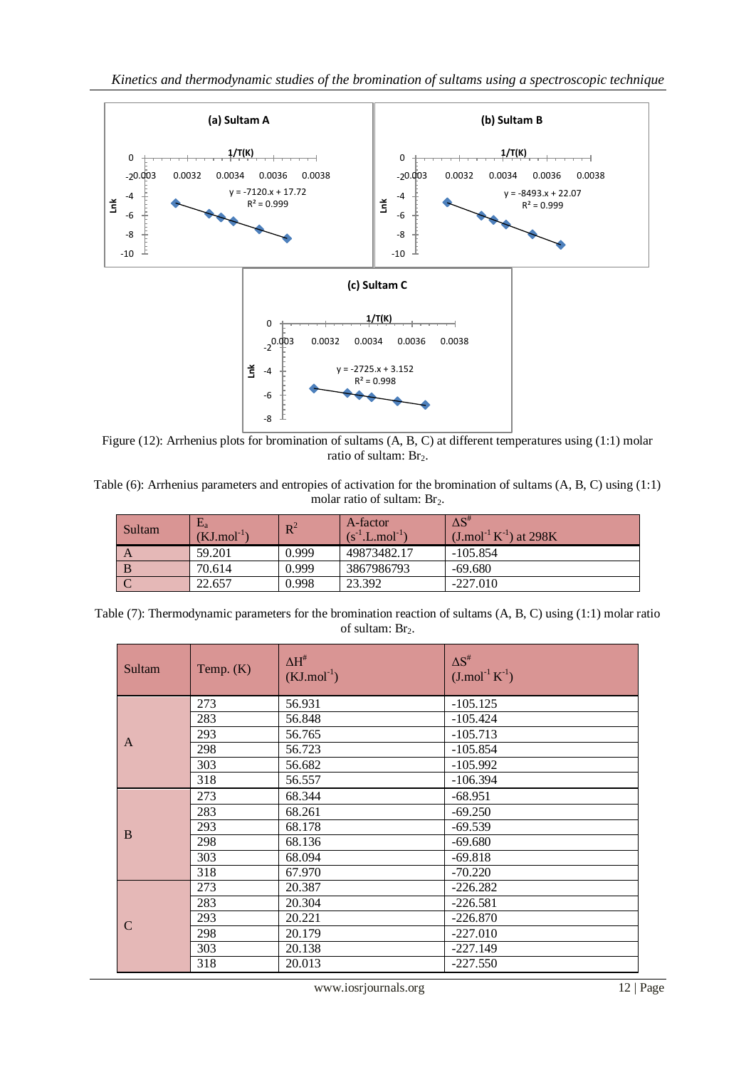Figure (12): Arrhenius plots for bromination of sultams (A, B, C) at different temperatures using (1:1) molar ratio of sultam: $Br_2$.

Table (6): Arrhenius parameters and entropies of activation for the bromination of sultams (A, B, C) using (1:1) molar ratio of sultam: $Br_2$.

| Sultam | $E_a$ ($KJ.mol^{-1}$) | $R^2$ | A-factor ($s^{-1}.L.mol^{-1}$) | $\Delta S^{\#}$ ($J.mol^{-1}K^{-1}$) at 298K |
|---|---|---|---|---|
| A | 59.201 | 0.999 | 49873482.17 | -105.854 |
| B | 70.614 | 0.999 | 3867986793 | -69.680 |
| C | 22.657 | 0.998 | 23.392 | -227.010 |

Table (7): Thermodynamic parameters for the bromination reaction of sultams (A, B, C) using (1:1) molar ratio of sultam: $Br_2$.

| Sultam | Temp. (K) | $\Delta H^{\#}$ ($KJ.mol^{-1}$) | $\Delta S^{\#}$ ($J.mol^{-1}K^{-1}$) |
|---|---|---|---|
| A | 273 | 56.931 | -105.125 |
| | 283 | 56.848 | -105.424 |
| | 293 | 56.765 | -105.713 |
| | 298 | 56.723 | -105.854 |
| | 303 | 56.682 | -105.992 |
| | 318 | 56.557 | -106.394 |
| B | 273 | 68.344 | -68.951 |
| | 283 | 68.261 | -69.250 |
| | 293 | 68.178 | -69.539 |
| | 298 | 68.136 | -69.680 |
| | 303 | 68.094 | -69.818 |
| | 318 | 67.970 | -70.220 |
| C | 273 | 20.387 | -226.282 |
| | 283 | 20.304 | -226.581 |
| | 293 | 20.221 | -226.870 |
| | 298 | 20.179 | -227.010 |
| | 303 | 20.138 | -227.149 |
| | 318 | 20.013 | -227.550 |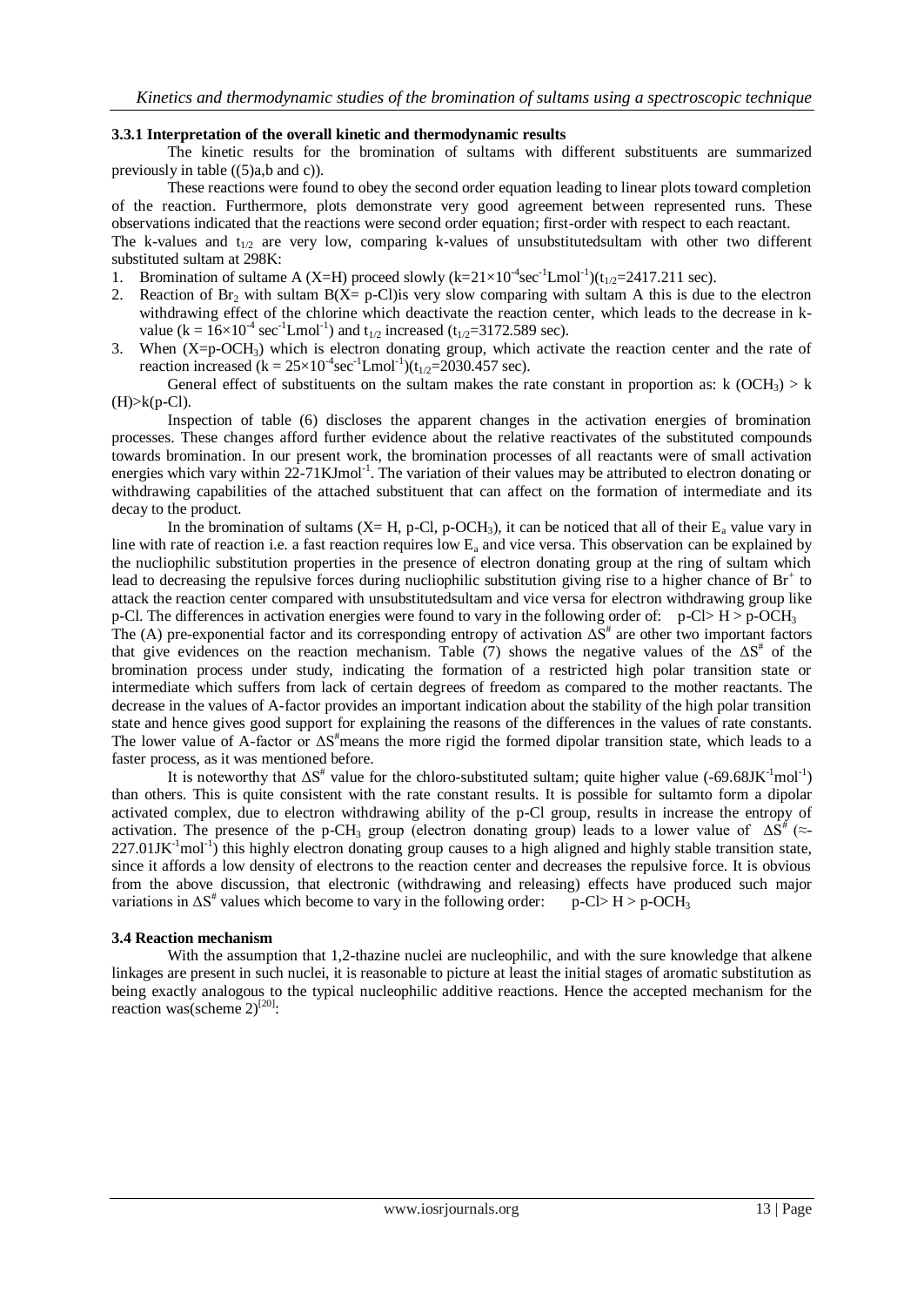### 3.3.1 Interpretation of the overall kinetic and thermodynamic results

The kinetic results for the bromination of sultams with different substituents are summarized previously in table ((5)a,b and c)).

These reactions were found to obey the second order equation leading to linear plots toward completion of the reaction. Furthermore, plots demonstrate very good agreement between represented runs. These observations indicated that the reactions were second order equation; first-order with respect to each reactant.

The k-values and $t_{1/2}$ are very low, comparing k-values of unsubstitutedsultam with other two different substituted sultam at 298K:

1. Bromination of sultame A (X=H) proceed slowly ($k=21\times10^{-4}sec^{-1}Lmol^{-1}$)($t_{1/2}$=2417.211 sec).
2. Reaction of $Br_2$ with sultam B(X= p-Cl)is very slow comparing with sultam A this is due to the electron withdrawing effect of the chlorine which deactivate the reaction center, which leads to the decrease in k-value ($k = 16\times10^{-4}$ $sec^{-1}Lmol^{-1}$) and $t_{1/2}$ increased ($t_{1/2}$=3172.589 sec).
3. When (X=p-$OCH_3$) which is electron donating group, which activate the reaction center and the rate of reaction increased ($k = 25\times10^{-4}sec^{-1}Lmol^{-1}$)($t_{1/2}$=2030.457 sec).

General effect of substituents on the sultam makes the rate constant in proportion as: k ($OCH_3$) > k (H)>k(p-Cl).

Inspection of table (6) discloses the apparent changes in the activation energies of bromination processes. These changes afford further evidence about the relative reactivates of the substituted compounds towards bromination. In our present work, the bromination processes of all reactants were of small activation energies which vary within 22-71KJmol$^{-1}$. The variation of their values may be attributed to electron donating or withdrawing capabilities of the attached substituent that can affect on the formation of intermediate and its decay to the product.

In the bromination of sultams (X= H, p-Cl, p-$OCH_3$), it can be noticed that all of their $E_a$ value vary in line with rate of reaction i.e. a fast reaction requires low $E_a$ and vice versa. This observation can be explained by the nucliophilic substitution properties in the presence of electron donating group at the ring of sultam which lead to decreasing the repulsive forces during nucliophilic substitution giving rise to a higher chance of $Br^+$ to attack the reaction center compared with unsubstitutedsultam and vice versa for electron withdrawing group like p-Cl. The differences in activation energies were found to vary in the following order of: p-Cl> H > p-$OCH_3$

The (A) pre-exponential factor and its corresponding entropy of activation $\Delta S^{\#}$ are other two important factors that give evidences on the reaction mechanism. Table (7) shows the negative values of the $\Delta S^{\#}$ of the bromination process under study, indicating the formation of a restricted high polar transition state or intermediate which suffers from lack of certain degrees of freedom as compared to the mother reactants. The decrease in the values of A-factor provides an important indication about the stability of the high polar transition state and hence gives good support for explaining the reasons of the differences in the values of rate constants. The lower value of A-factor or $\Delta S^{\#}$means the more rigid the formed dipolar transition state, which leads to a faster process, as it was mentioned before.

It is noteworthy that $\Delta S^{\#}$ value for the chloro-substituted sultam; quite higher value (-69.68$JK^{-1}mol^{-1}$) than others. This is quite consistent with the rate constant results. It is possible for sultamto form a dipolar activated complex, due to electron withdrawing ability of the p-Cl group, results in increase the entropy of activation. The presence of the p-$CH_3$ group (electron donating group) leads to a lower value of $\Delta S^{\#}$ (≈-227.01$JK^{-1}mol^{-1}$) this highly electron donating group causes to a high aligned and highly stable transition state, since it affords a low density of electrons to the reaction center and decreases the repulsive force. It is obvious from the above discussion, that electronic (withdrawing and releasing) effects have produced such major variations in $\Delta S^{\#}$ values which become to vary in the following order: p-Cl> H > p-$OCH_3$

### 3.4 Reaction mechanism

With the assumption that 1,2-thazine nuclei are nucleophilic, and with the sure knowledge that alkene linkages are present in such nuclei, it is reasonable to picture at least the initial stages of aromatic substitution as being exactly analogous to the typical nucleophilic additive reactions. Hence the accepted mechanism for the reaction was(scheme 2)[20]: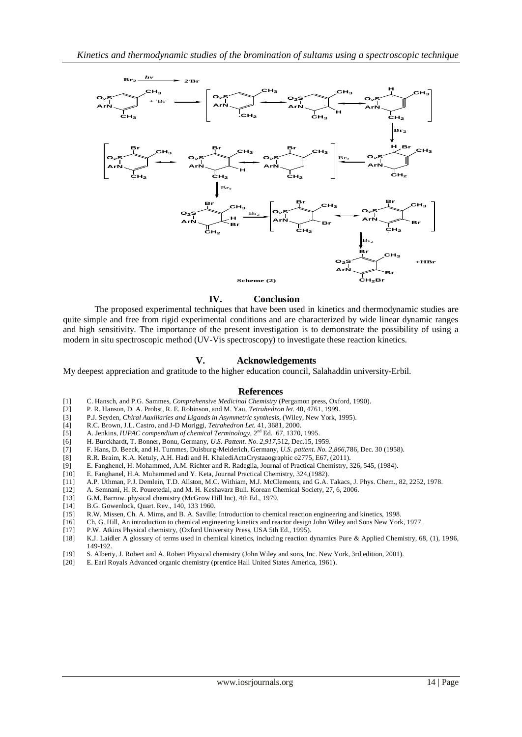Scheme (2)

## IV. Conclusion

The proposed experimental techniques that have been used in kinetics and thermodynamic studies are quite simple and free from rigid experimental conditions and are characterized by wide linear dynamic ranges and high sensitivity. The importance of the present investigation is to demonstrate the possibility of using a modern in situ spectroscopic method (UV-Vis spectroscopy) to investigate these reaction kinetics.

## V. Acknowledgements

My deepest appreciation and gratitude to the higher education council, Salahaddin university-Erbil.

## References

[1] C. Hansch, and P.G. Sammes, *Comprehensive Medicinal Chemistry* (Pergamon press, Oxford, 1990).
[2] P. R. Hanson, D. A. Probst, R. E. Robinson, and M. Yau, *Tetrahedron let.* 40, 4761, 1999.
[3] P.J. Seyden, *Chiral Auxiliaries and Ligands in Asymmetric synthesis*, (Wiley, New York, 1995).
[4] R.C. Brown, J.L. Castro, and J-D Moriggi, *Tetrahedron Let.* 41, 3681, 2000.
[5] A. Jenkins, *IUPAC compendium of chemical Terminology*, 2nd Ed. 67, 1370, 1995.
[6] H. Burckhardt, T. Bonner, Bonu, Germany, *U.S. Pattent. No. 2,917*,512, Dec.15, 1959.
[7] F. Hans, D. Beeck, and H. Tummes, Duisburg-Meiderich, Germany, *U.S. pattent. No. 2,866*,786, Dec. 30 (1958).
[8] R.R. Braim, K.A. Ketuly, A.H. Hadi and H. KhalediActaCrystaaographic o2775, E67, (2011).
[9] E. Fanghenel, H. Mohammed, A.M. Richter and R. Radeglia, Journal of Practical Chemistry, 326, 545, (1984).
[10] E. Fanghanel, H.A. Muhammed and Y. Keta, Journal Practical Chemistry, 324,(1982).
[11] A.P. Uthman, P.J. Demlein, T.D. Allston, M.C. Withiam, M.J. McClements, and G.A. Takacs, J. Phys. Chem., 82, 2252, 1978.
[12] A. Semnani, H. R. Pouretedal, and M. H. Keshavarz Bull. Korean Chemical Society, 27, 6, 2006.
[13] G.M. Barrow. physical chemistry (McGrow Hill Inc), 4th Ed., 1979.
[14] B.G. Gowenlock, Quart. Rev., 140, 133 1960.
[15] R.W. Missen, Ch. A. Mims, and B. A. Saville; Introduction to chemical reaction engineering and kinetics, 1998.
[16] Ch. G. Hill, An introduction to chemical engineering kinetics and reactor design John Wiley and Sons New York, 1977.
[17] P.W. Atkins Physical chemistry, (Oxford University Press, USA 5th Ed., 1995).
[18] K.J. Laidler A glossary of terms used in chemical kinetics, including reaction dynamics Pure & Applied Chemistry, 68, (1), 1996, 149-192.
[19] S. Alberty, J. Robert and A. Robert Physical chemistry (John Wiley and sons, Inc. New York, 3rd edition, 2001).
[20] E. Earl Royals Advanced organic chemistry (prentice Hall United States America, 1961).